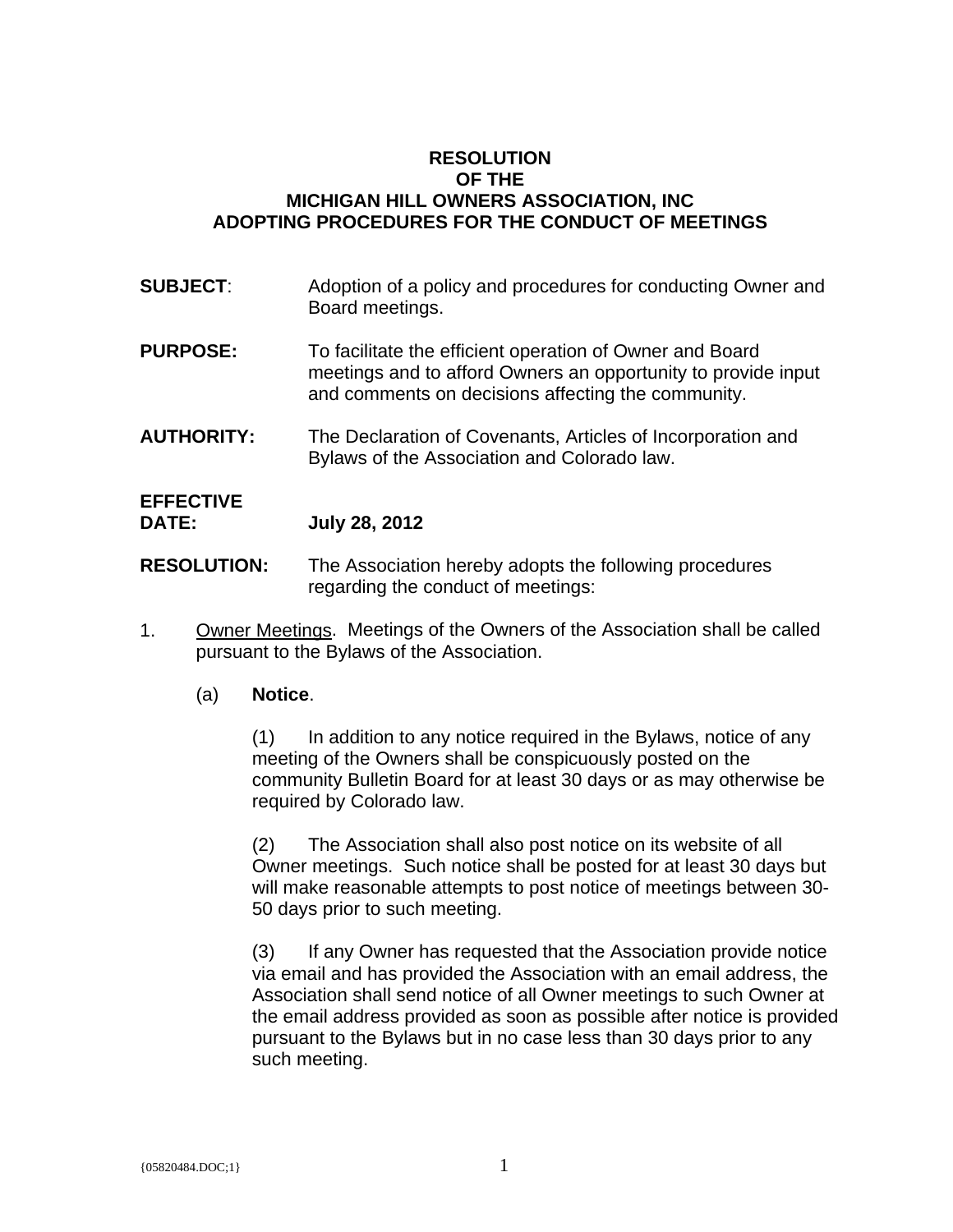# RESOLUTION
# OF THE
# MICHIGAN HILL OWNERS ASSOCIATION, INC
# ADOPTING PROCEDURES FOR THE CONDUCT OF MEETINGS

**SUBJECT**: Adoption of a policy and procedures for conducting Owner and Board meetings.

**PURPOSE:** To facilitate the efficient operation of Owner and Board meetings and to afford Owners an opportunity to provide input and comments on decisions affecting the community.

**AUTHORITY:** The Declaration of Covenants, Articles of Incorporation and Bylaws of the Association and Colorado law.

**EFFECTIVE DATE:** **July 28, 2012**

**RESOLUTION:** The Association hereby adopts the following procedures regarding the conduct of meetings:

1. Owner Meetings. Meetings of the Owners of the Association shall be called pursuant to the Bylaws of the Association.

   (a) **Notice**.

   (1) In addition to any notice required in the Bylaws, notice of any meeting of the Owners shall be conspicuously posted on the community Bulletin Board for at least 30 days or as may otherwise be required by Colorado law.

   (2) The Association shall also post notice on its website of all Owner meetings. Such notice shall be posted for at least 30 days but will make reasonable attempts to post notice of meetings between 30-50 days prior to such meeting.

   (3) If any Owner has requested that the Association provide notice via email and has provided the Association with an email address, the Association shall send notice of all Owner meetings to such Owner at the email address provided as soon as possible after notice is provided pursuant to the Bylaws but in no case less than 30 days prior to any such meeting.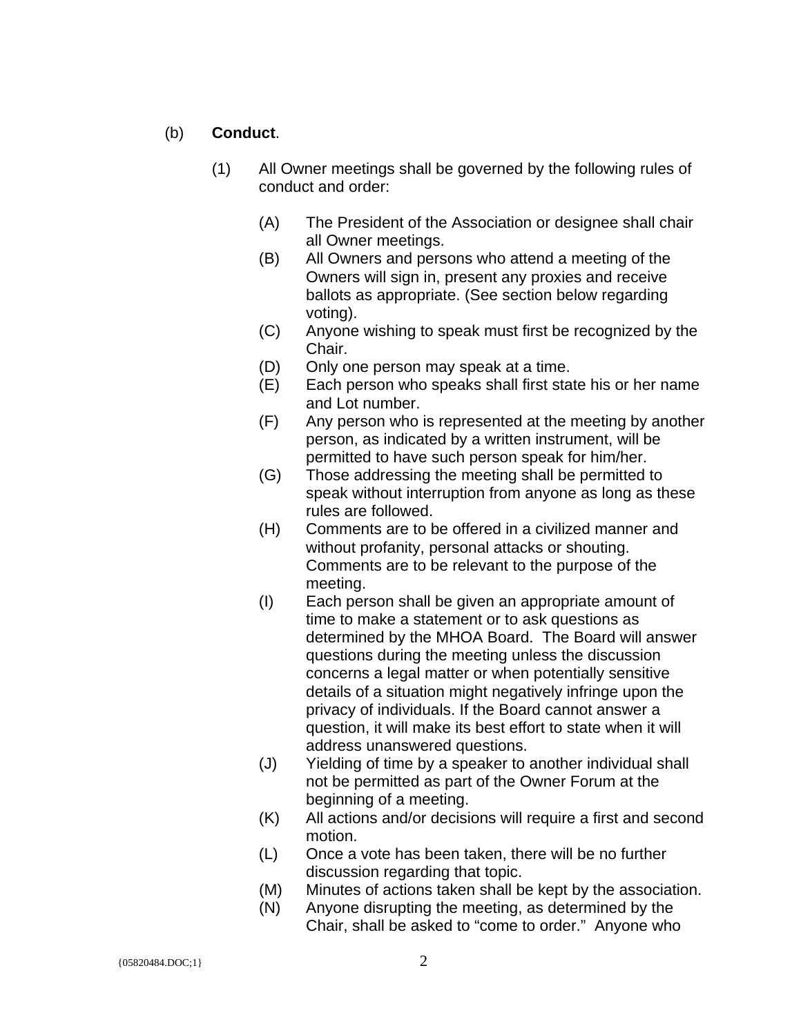(b) **Conduct**.

(1) All Owner meetings shall be governed by the following rules of conduct and order:

(A) The President of the Association or designee shall chair all Owner meetings.

(B) All Owners and persons who attend a meeting of the Owners will sign in, present any proxies and receive ballots as appropriate. (See section below regarding voting).

(C) Anyone wishing to speak must first be recognized by the Chair.

(D) Only one person may speak at a time.

(E) Each person who speaks shall first state his or her name and Lot number.

(F) Any person who is represented at the meeting by another person, as indicated by a written instrument, will be permitted to have such person speak for him/her.

(G) Those addressing the meeting shall be permitted to speak without interruption from anyone as long as these rules are followed.

(H) Comments are to be offered in a civilized manner and without profanity, personal attacks or shouting. Comments are to be relevant to the purpose of the meeting.

(I) Each person shall be given an appropriate amount of time to make a statement or to ask questions as determined by the MHOA Board. The Board will answer questions during the meeting unless the discussion concerns a legal matter or when potentially sensitive details of a situation might negatively infringe upon the privacy of individuals. If the Board cannot answer a question, it will make its best effort to state when it will address unanswered questions.

(J) Yielding of time by a speaker to another individual shall not be permitted as part of the Owner Forum at the beginning of a meeting.

(K) All actions and/or decisions will require a first and second motion.

(L) Once a vote has been taken, there will be no further discussion regarding that topic.

(M) Minutes of actions taken shall be kept by the association.

(N) Anyone disrupting the meeting, as determined by the Chair, shall be asked to "come to order." Anyone who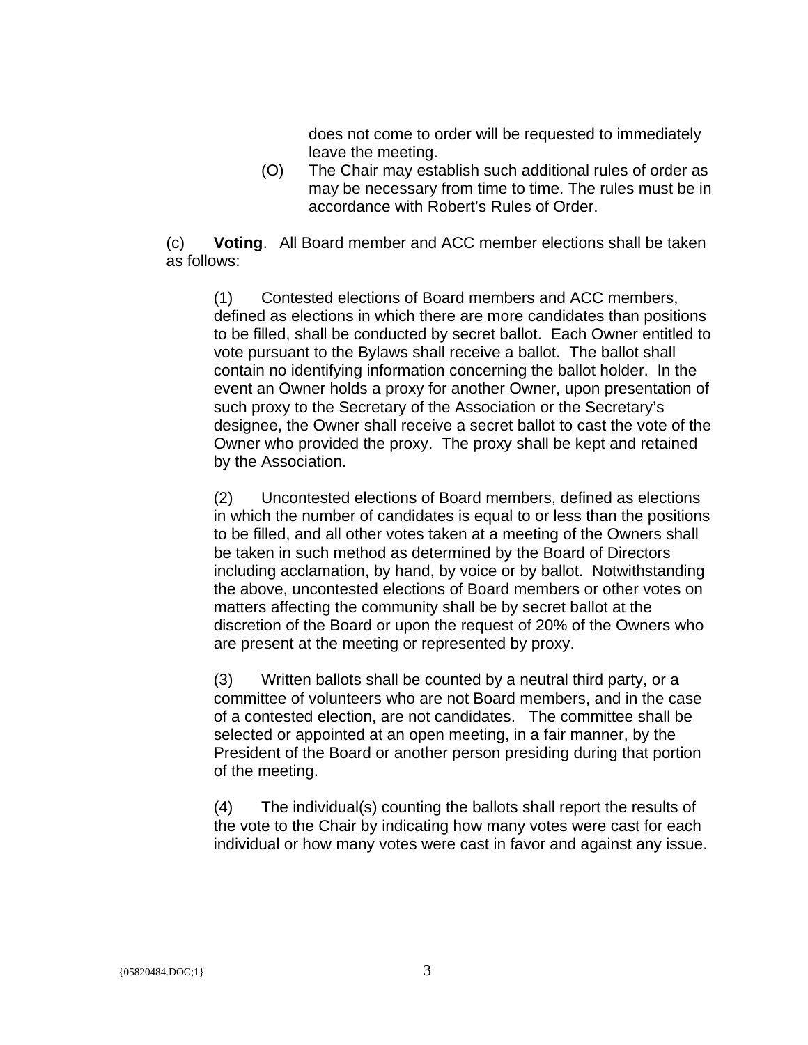does not come to order will be requested to immediately leave the meeting.

(O) The Chair may establish such additional rules of order as may be necessary from time to time. The rules must be in accordance with Robert's Rules of Order.

(c) **Voting**. All Board member and ACC member elections shall be taken as follows:

(1) Contested elections of Board members and ACC members, defined as elections in which there are more candidates than positions to be filled, shall be conducted by secret ballot. Each Owner entitled to vote pursuant to the Bylaws shall receive a ballot. The ballot shall contain no identifying information concerning the ballot holder. In the event an Owner holds a proxy for another Owner, upon presentation of such proxy to the Secretary of the Association or the Secretary's designee, the Owner shall receive a secret ballot to cast the vote of the Owner who provided the proxy. The proxy shall be kept and retained by the Association.

(2) Uncontested elections of Board members, defined as elections in which the number of candidates is equal to or less than the positions to be filled, and all other votes taken at a meeting of the Owners shall be taken in such method as determined by the Board of Directors including acclamation, by hand, by voice or by ballot. Notwithstanding the above, uncontested elections of Board members or other votes on matters affecting the community shall be by secret ballot at the discretion of the Board or upon the request of 20% of the Owners who are present at the meeting or represented by proxy.

(3) Written ballots shall be counted by a neutral third party, or a committee of volunteers who are not Board members, and in the case of a contested election, are not candidates. The committee shall be selected or appointed at an open meeting, in a fair manner, by the President of the Board or another person presiding during that portion of the meeting.

(4) The individual(s) counting the ballots shall report the results of the vote to the Chair by indicating how many votes were cast for each individual or how many votes were cast in favor and against any issue.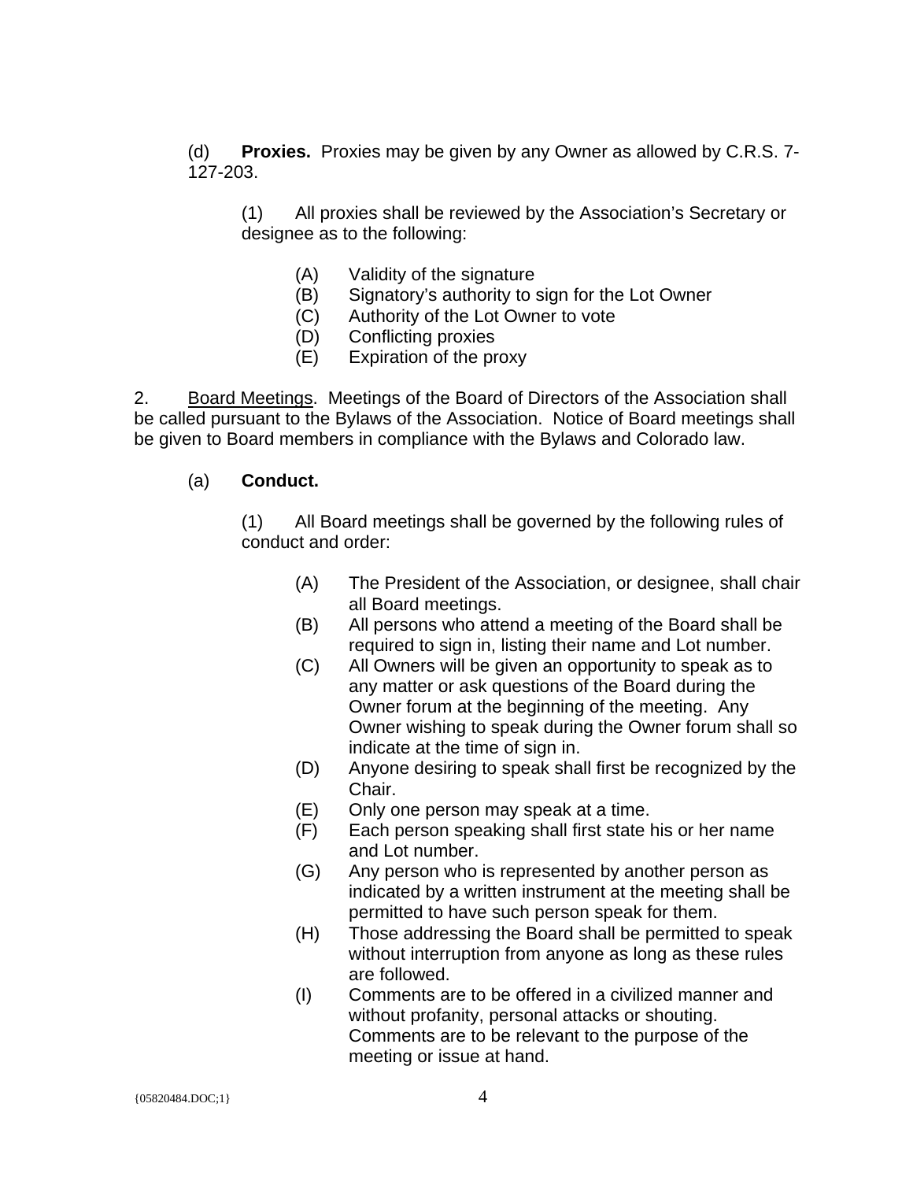(d) **Proxies.** Proxies may be given by any Owner as allowed by C.R.S. 7-127-203.

(1) All proxies shall be reviewed by the Association's Secretary or designee as to the following:

(A) Validity of the signature
(B) Signatory's authority to sign for the Lot Owner
(C) Authority of the Lot Owner to vote
(D) Conflicting proxies
(E) Expiration of the proxy

2. <u>Board Meetings</u>. Meetings of the Board of Directors of the Association shall be called pursuant to the Bylaws of the Association. Notice of Board meetings shall be given to Board members in compliance with the Bylaws and Colorado law.

(a) **Conduct.**

(1) All Board meetings shall be governed by the following rules of conduct and order:

(A) The President of the Association, or designee, shall chair all Board meetings.
(B) All persons who attend a meeting of the Board shall be required to sign in, listing their name and Lot number.
(C) All Owners will be given an opportunity to speak as to any matter or ask questions of the Board during the Owner forum at the beginning of the meeting. Any Owner wishing to speak during the Owner forum shall so indicate at the time of sign in.
(D) Anyone desiring to speak shall first be recognized by the Chair.
(E) Only one person may speak at a time.
(F) Each person speaking shall first state his or her name and Lot number.
(G) Any person who is represented by another person as indicated by a written instrument at the meeting shall be permitted to have such person speak for them.
(H) Those addressing the Board shall be permitted to speak without interruption from anyone as long as these rules are followed.
(I) Comments are to be offered in a civilized manner and without profanity, personal attacks or shouting. Comments are to be relevant to the purpose of the meeting or issue at hand.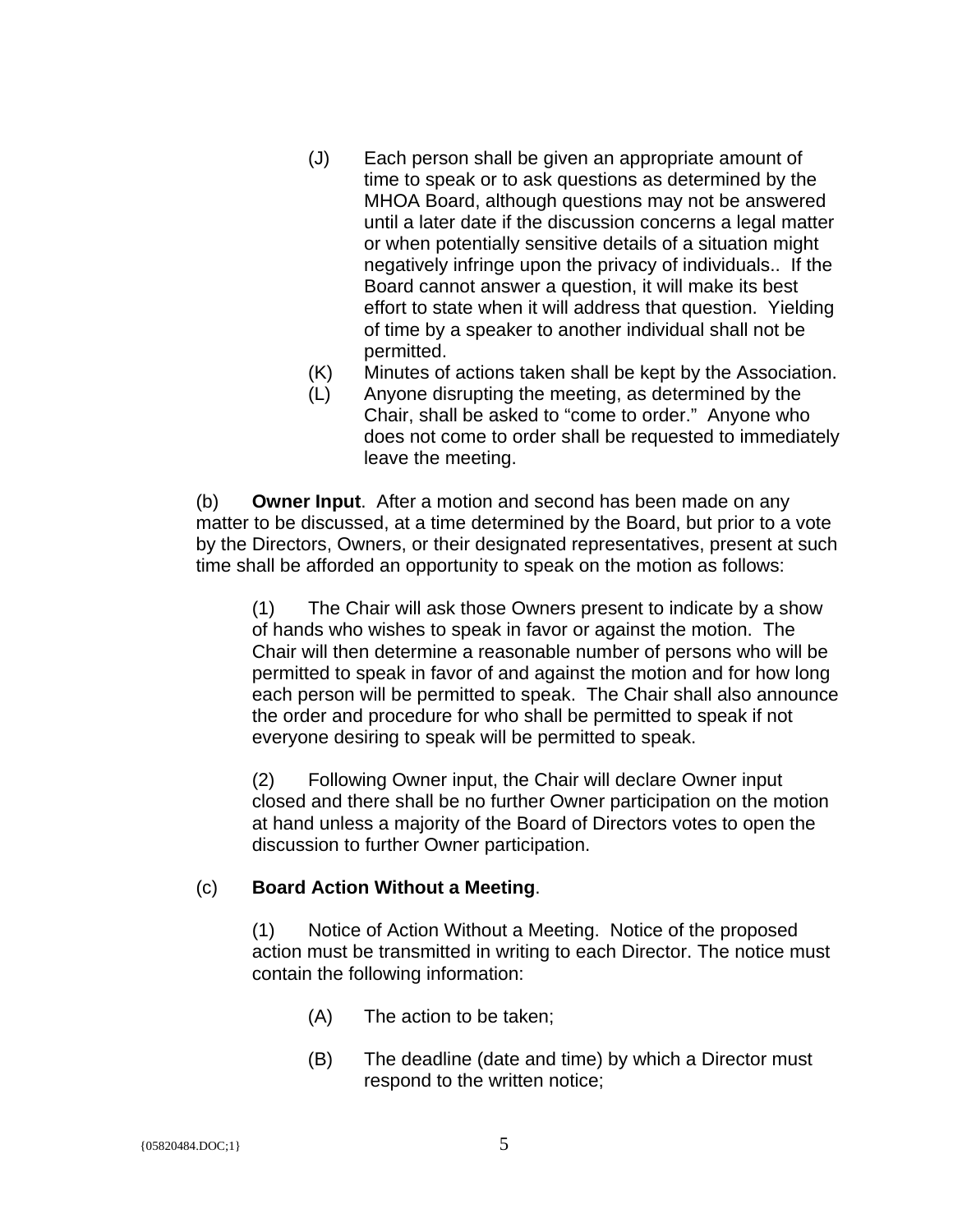(J) Each person shall be given an appropriate amount of time to speak or to ask questions as determined by the MHOA Board, although questions may not be answered until a later date if the discussion concerns a legal matter or when potentially sensitive details of a situation might negatively infringe upon the privacy of individuals.. If the Board cannot answer a question, it will make its best effort to state when it will address that question. Yielding of time by a speaker to another individual shall not be permitted.

(K) Minutes of actions taken shall be kept by the Association.

(L) Anyone disrupting the meeting, as determined by the Chair, shall be asked to "come to order." Anyone who does not come to order shall be requested to immediately leave the meeting.

(b) **Owner Input**. After a motion and second has been made on any matter to be discussed, at a time determined by the Board, but prior to a vote by the Directors, Owners, or their designated representatives, present at such time shall be afforded an opportunity to speak on the motion as follows:

(1) The Chair will ask those Owners present to indicate by a show of hands who wishes to speak in favor or against the motion. The Chair will then determine a reasonable number of persons who will be permitted to speak in favor of and against the motion and for how long each person will be permitted to speak. The Chair shall also announce the order and procedure for who shall be permitted to speak if not everyone desiring to speak will be permitted to speak.

(2) Following Owner input, the Chair will declare Owner input closed and there shall be no further Owner participation on the motion at hand unless a majority of the Board of Directors votes to open the discussion to further Owner participation.

(c) **Board Action Without a Meeting**.

(1) Notice of Action Without a Meeting. Notice of the proposed action must be transmitted in writing to each Director. The notice must contain the following information:

(A) The action to be taken;

(B) The deadline (date and time) by which a Director must respond to the written notice;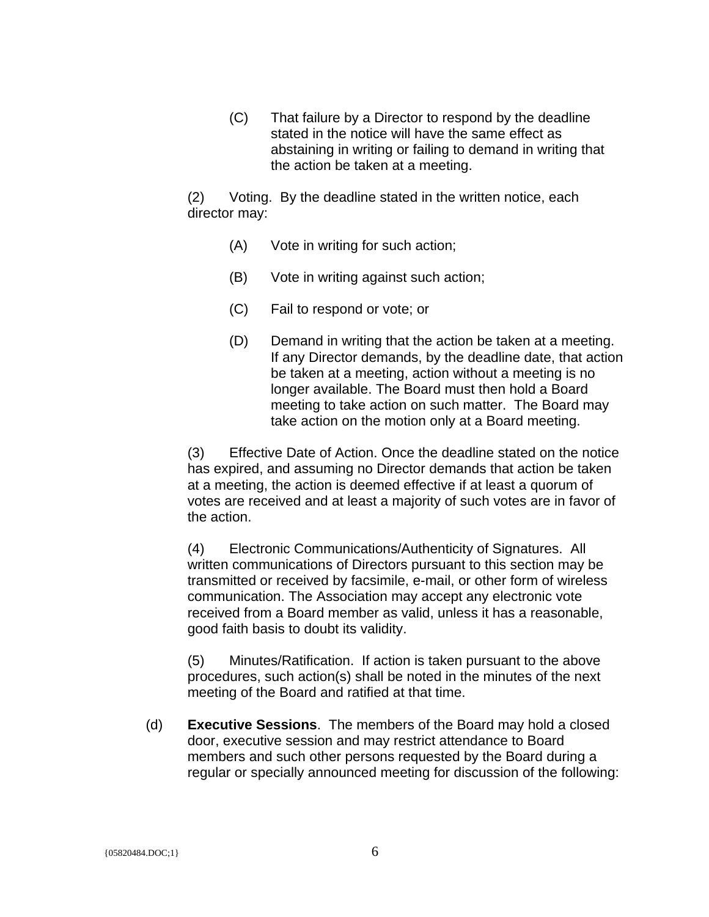(C) That failure by a Director to respond by the deadline stated in the notice will have the same effect as abstaining in writing or failing to demand in writing that the action be taken at a meeting.

(2) Voting. By the deadline stated in the written notice, each director may:

(A) Vote in writing for such action;

(B) Vote in writing against such action;

(C) Fail to respond or vote; or

(D) Demand in writing that the action be taken at a meeting. If any Director demands, by the deadline date, that action be taken at a meeting, action without a meeting is no longer available. The Board must then hold a Board meeting to take action on such matter. The Board may take action on the motion only at a Board meeting.

(3) Effective Date of Action. Once the deadline stated on the notice has expired, and assuming no Director demands that action be taken at a meeting, the action is deemed effective if at least a quorum of votes are received and at least a majority of such votes are in favor of the action.

(4) Electronic Communications/Authenticity of Signatures. All written communications of Directors pursuant to this section may be transmitted or received by facsimile, e-mail, or other form of wireless communication. The Association may accept any electronic vote received from a Board member as valid, unless it has a reasonable, good faith basis to doubt its validity.

(5) Minutes/Ratification. If action is taken pursuant to the above procedures, such action(s) shall be noted in the minutes of the next meeting of the Board and ratified at that time.

(d) **Executive Sessions**. The members of the Board may hold a closed door, executive session and may restrict attendance to Board members and such other persons requested by the Board during a regular or specially announced meeting for discussion of the following: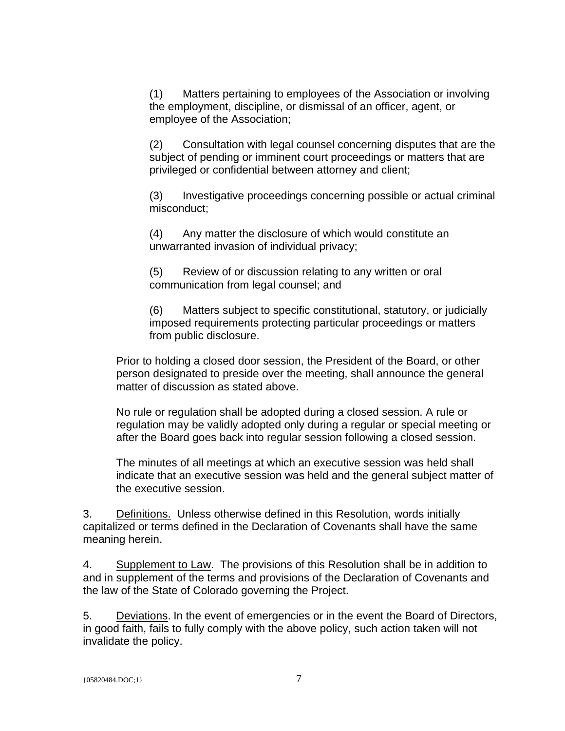(1) Matters pertaining to employees of the Association or involving the employment, discipline, or dismissal of an officer, agent, or employee of the Association;

(2) Consultation with legal counsel concerning disputes that are the subject of pending or imminent court proceedings or matters that are privileged or confidential between attorney and client;

(3) Investigative proceedings concerning possible or actual criminal misconduct;

(4) Any matter the disclosure of which would constitute an unwarranted invasion of individual privacy;

(5) Review of or discussion relating to any written or oral communication from legal counsel; and

(6) Matters subject to specific constitutional, statutory, or judicially imposed requirements protecting particular proceedings or matters from public disclosure.

Prior to holding a closed door session, the President of the Board, or other person designated to preside over the meeting, shall announce the general matter of discussion as stated above.

No rule or regulation shall be adopted during a closed session. A rule or regulation may be validly adopted only during a regular or special meeting or after the Board goes back into regular session following a closed session.

The minutes of all meetings at which an executive session was held shall indicate that an executive session was held and the general subject matter of the executive session.

3. Definitions. Unless otherwise defined in this Resolution, words initially capitalized or terms defined in the Declaration of Covenants shall have the same meaning herein.

4. Supplement to Law. The provisions of this Resolution shall be in addition to and in supplement of the terms and provisions of the Declaration of Covenants and the law of the State of Colorado governing the Project.

5. Deviations. In the event of emergencies or in the event the Board of Directors, in good faith, fails to fully comply with the above policy, such action taken will not invalidate the policy.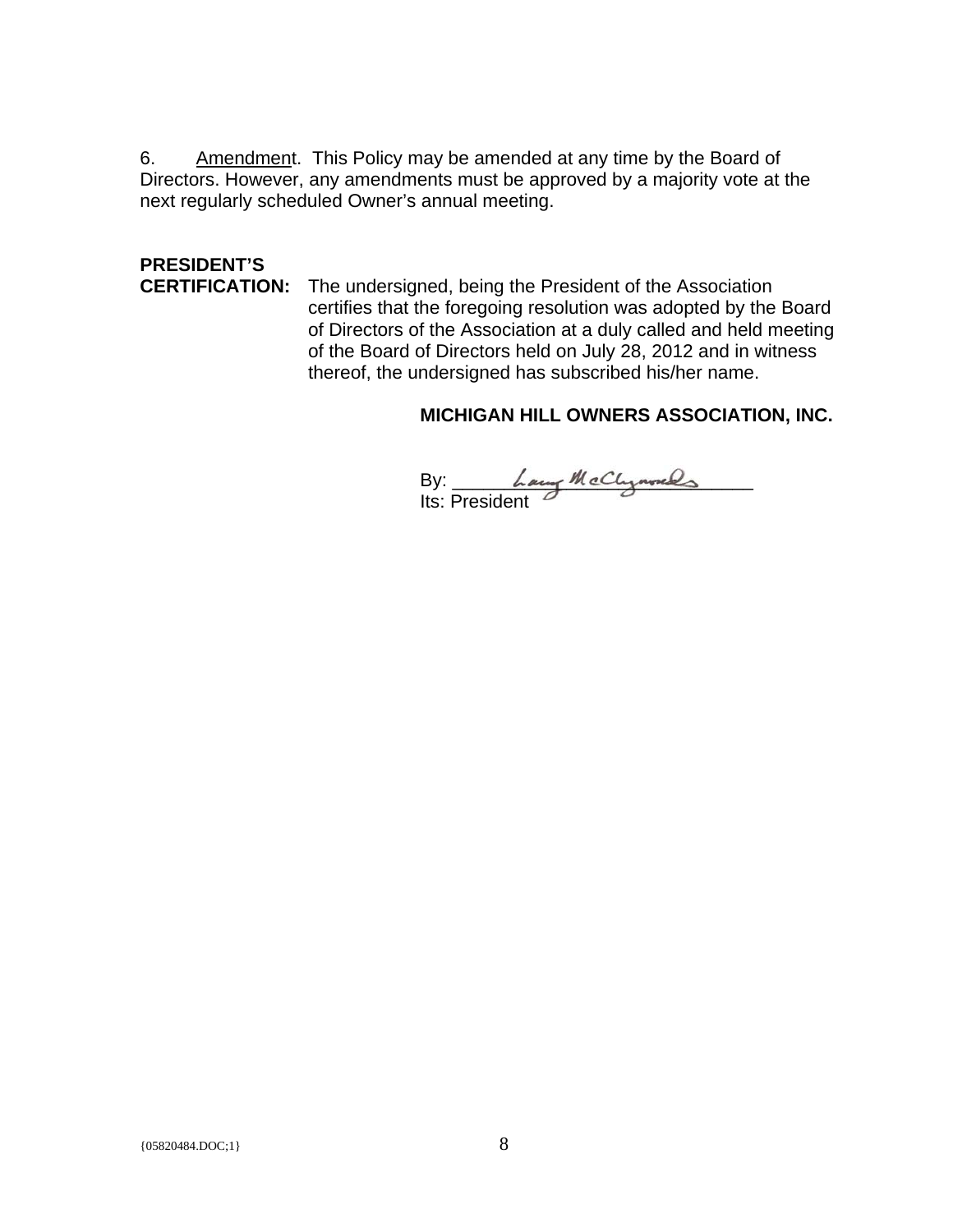6. <u>Amendment</u>. This Policy may be amended at any time by the Board of Directors. However, any amendments must be approved by a majority vote at the next regularly scheduled Owner's annual meeting.

**PRESIDENT'S CERTIFICATION:** The undersigned, being the President of the Association certifies that the foregoing resolution was adopted by the Board of Directors of the Association at a duly called and held meeting of the Board of Directors held on July 28, 2012 and in witness thereof, the undersigned has subscribed his/her name.

**MICHIGAN HILL OWNERS ASSOCIATION, INC.**

By: Larry McClymonds
Its: President

{05820484.DOC;1}